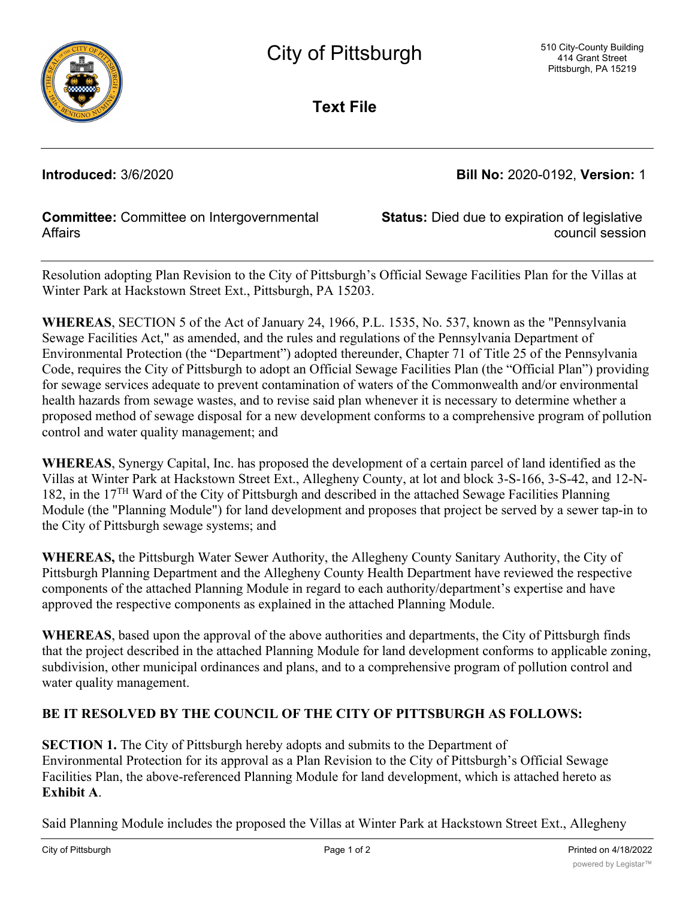# City of Pittsburgh

510 City-County Building
414 Grant Street
Pittsburgh, PA 15219

## Text File

**Introduced:** 3/6/2020

**Bill No:** 2020-0192, **Version:** 1

**Committee:** Committee on Intergovernmental Affairs

**Status:** Died due to expiration of legislative council session

Resolution adopting Plan Revision to the City of Pittsburgh's Official Sewage Facilities Plan for the Villas at Winter Park at Hackstown Street Ext., Pittsburgh, PA 15203.

**WHEREAS**, SECTION 5 of the Act of January 24, 1966, P.L. 1535, No. 537, known as the "Pennsylvania Sewage Facilities Act," as amended, and the rules and regulations of the Pennsylvania Department of Environmental Protection (the "Department") adopted thereunder, Chapter 71 of Title 25 of the Pennsylvania Code, requires the City of Pittsburgh to adopt an Official Sewage Facilities Plan (the "Official Plan") providing for sewage services adequate to prevent contamination of waters of the Commonwealth and/or environmental health hazards from sewage wastes, and to revise said plan whenever it is necessary to determine whether a proposed method of sewage disposal for a new development conforms to a comprehensive program of pollution control and water quality management; and

**WHEREAS**, Synergy Capital, Inc. has proposed the development of a certain parcel of land identified as the Villas at Winter Park at Hackstown Street Ext., Allegheny County, at lot and block 3-S-166, 3-S-42, and 12-N-182, in the 17TH Ward of the City of Pittsburgh and described in the attached Sewage Facilities Planning Module (the "Planning Module") for land development and proposes that project be served by a sewer tap-in to the City of Pittsburgh sewage systems; and

**WHEREAS,** the Pittsburgh Water Sewer Authority, the Allegheny County Sanitary Authority, the City of Pittsburgh Planning Department and the Allegheny County Health Department have reviewed the respective components of the attached Planning Module in regard to each authority/department's expertise and have approved the respective components as explained in the attached Planning Module.

**WHEREAS**, based upon the approval of the above authorities and departments, the City of Pittsburgh finds that the project described in the attached Planning Module for land development conforms to applicable zoning, subdivision, other municipal ordinances and plans, and to a comprehensive program of pollution control and water quality management.

**BE IT RESOLVED BY THE COUNCIL OF THE CITY OF PITTSBURGH AS FOLLOWS:**

**SECTION 1.** The City of Pittsburgh hereby adopts and submits to the Department of Environmental Protection for its approval as a Plan Revision to the City of Pittsburgh's Official Sewage Facilities Plan, the above-referenced Planning Module for land development, which is attached hereto as **Exhibit A**.

Said Planning Module includes the proposed the Villas at Winter Park at Hackstown Street Ext., Allegheny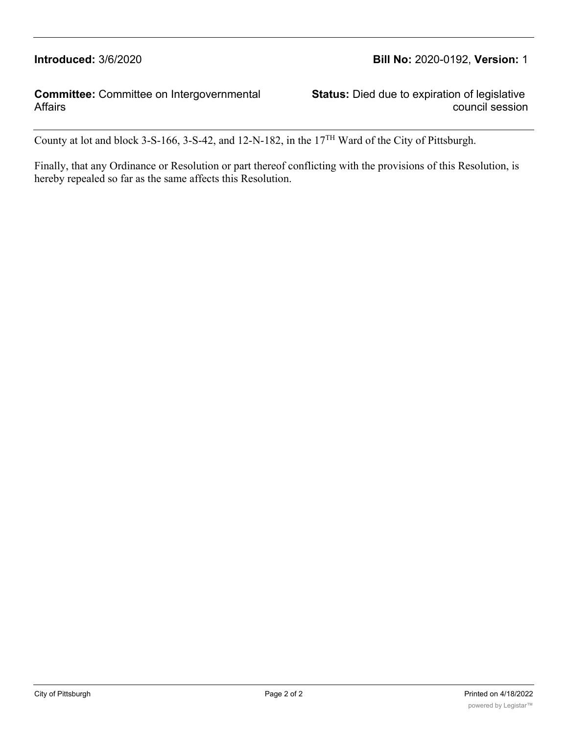**Introduced:** 3/6/2020 **Bill No:** 2020-0192, **Version:** 1

**Committee:** Committee on Intergovernmental Affairs **Status:** Died due to expiration of legislative council session

County at lot and block 3-S-166, 3-S-42, and 12-N-182, in the 17TH Ward of the City of Pittsburgh.

Finally, that any Ordinance or Resolution or part thereof conflicting with the provisions of this Resolution, is hereby repealed so far as the same affects this Resolution.